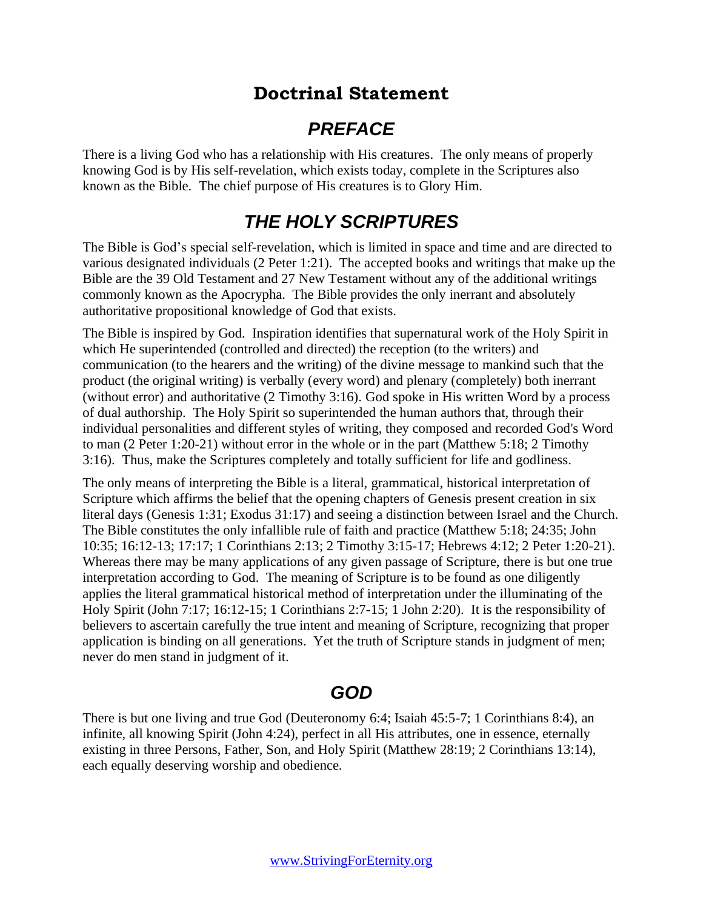# Doctrinal Statement

## *PREFACE*

There is a living God who has a relationship with His creatures. The only means of properly knowing God is by His self-revelation, which exists today, complete in the Scriptures also known as the Bible. The chief purpose of His creatures is to Glory Him.

## *THE HOLY SCRIPTURES*

The Bible is God's special self-revelation, which is limited in space and time and are directed to various designated individuals (2 Peter 1:21). The accepted books and writings that make up the Bible are the 39 Old Testament and 27 New Testament without any of the additional writings commonly known as the Apocrypha. The Bible provides the only inerrant and absolutely authoritative propositional knowledge of God that exists.

The Bible is inspired by God. Inspiration identifies that supernatural work of the Holy Spirit in which He superintended (controlled and directed) the reception (to the writers) and communication (to the hearers and the writing) of the divine message to mankind such that the product (the original writing) is verbally (every word) and plenary (completely) both inerrant (without error) and authoritative (2 Timothy 3:16). God spoke in His written Word by a process of dual authorship. The Holy Spirit so superintended the human authors that, through their individual personalities and different styles of writing, they composed and recorded God's Word to man (2 Peter 1:20-21) without error in the whole or in the part (Matthew 5:18; 2 Timothy 3:16). Thus, make the Scriptures completely and totally sufficient for life and godliness.

The only means of interpreting the Bible is a literal, grammatical, historical interpretation of Scripture which affirms the belief that the opening chapters of Genesis present creation in six literal days (Genesis 1:31; Exodus 31:17) and seeing a distinction between Israel and the Church. The Bible constitutes the only infallible rule of faith and practice (Matthew 5:18; 24:35; John 10:35; 16:12-13; 17:17; 1 Corinthians 2:13; 2 Timothy 3:15-17; Hebrews 4:12; 2 Peter 1:20-21). Whereas there may be many applications of any given passage of Scripture, there is but one true interpretation according to God. The meaning of Scripture is to be found as one diligently applies the literal grammatical historical method of interpretation under the illuminating of the Holy Spirit (John 7:17; 16:12-15; 1 Corinthians 2:7-15; 1 John 2:20). It is the responsibility of believers to ascertain carefully the true intent and meaning of Scripture, recognizing that proper application is binding on all generations. Yet the truth of Scripture stands in judgment of men; never do men stand in judgment of it.

## *GOD*

There is but one living and true God (Deuteronomy 6:4; Isaiah 45:5-7; 1 Corinthians 8:4), an infinite, all knowing Spirit (John 4:24), perfect in all His attributes, one in essence, eternally existing in three Persons, Father, Son, and Holy Spirit (Matthew 28:19; 2 Corinthians 13:14), each equally deserving worship and obedience.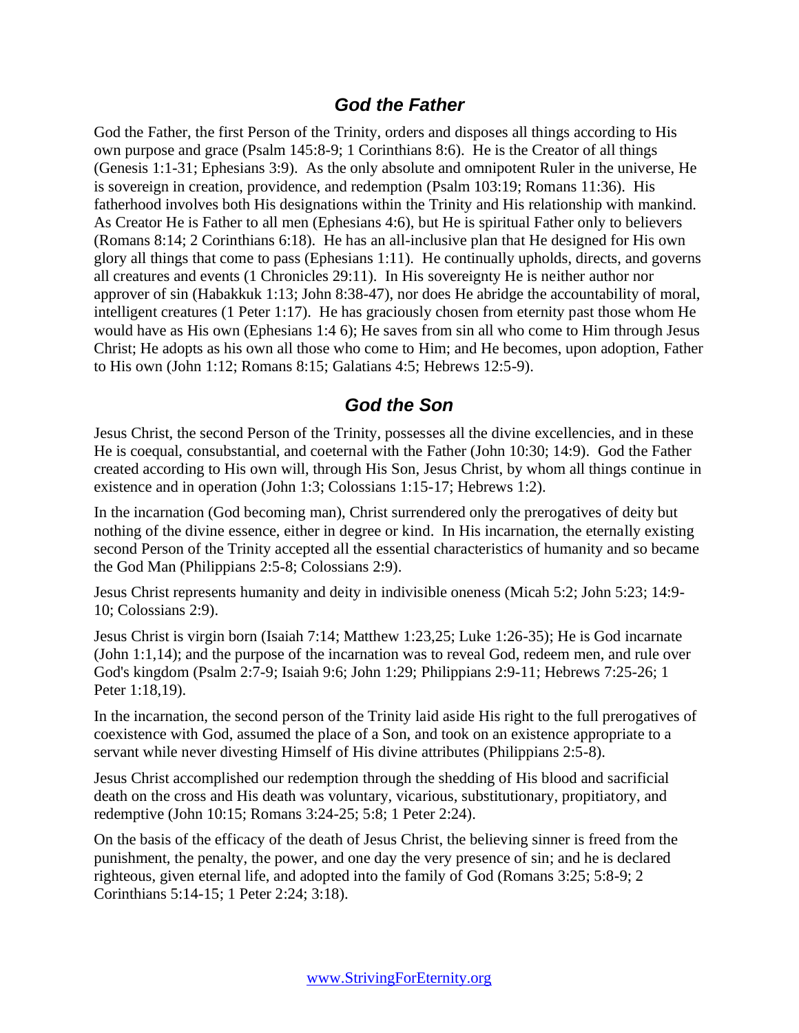## *God the Father*

God the Father, the first Person of the Trinity, orders and disposes all things according to His own purpose and grace (Psalm 145:8-9; 1 Corinthians 8:6). He is the Creator of all things (Genesis 1:1-31; Ephesians 3:9). As the only absolute and omnipotent Ruler in the universe, He is sovereign in creation, providence, and redemption (Psalm 103:19; Romans 11:36). His fatherhood involves both His designations within the Trinity and His relationship with mankind. As Creator He is Father to all men (Ephesians 4:6), but He is spiritual Father only to believers (Romans 8:14; 2 Corinthians 6:18). He has an all-inclusive plan that He designed for His own glory all things that come to pass (Ephesians 1:11). He continually upholds, directs, and governs all creatures and events (1 Chronicles 29:11). In His sovereignty He is neither author nor approver of sin (Habakkuk 1:13; John 8:38-47), nor does He abridge the accountability of moral, intelligent creatures (1 Peter 1:17). He has graciously chosen from eternity past those whom He would have as His own (Ephesians 1:4 6); He saves from sin all who come to Him through Jesus Christ; He adopts as his own all those who come to Him; and He becomes, upon adoption, Father to His own (John 1:12; Romans 8:15; Galatians 4:5; Hebrews 12:5-9).

## *God the Son*

Jesus Christ, the second Person of the Trinity, possesses all the divine excellencies, and in these He is coequal, consubstantial, and coeternal with the Father (John 10:30; 14:9). God the Father created according to His own will, through His Son, Jesus Christ, by whom all things continue in existence and in operation (John 1:3; Colossians 1:15-17; Hebrews 1:2).

In the incarnation (God becoming man), Christ surrendered only the prerogatives of deity but nothing of the divine essence, either in degree or kind. In His incarnation, the eternally existing second Person of the Trinity accepted all the essential characteristics of humanity and so became the God Man (Philippians 2:5-8; Colossians 2:9).

Jesus Christ represents humanity and deity in indivisible oneness (Micah 5:2; John 5:23; 14:9-10; Colossians 2:9).

Jesus Christ is virgin born (Isaiah 7:14; Matthew 1:23,25; Luke 1:26-35); He is God incarnate (John 1:1,14); and the purpose of the incarnation was to reveal God, redeem men, and rule over God's kingdom (Psalm 2:7-9; Isaiah 9:6; John 1:29; Philippians 2:9-11; Hebrews 7:25-26; 1 Peter 1:18,19).

In the incarnation, the second person of the Trinity laid aside His right to the full prerogatives of coexistence with God, assumed the place of a Son, and took on an existence appropriate to a servant while never divesting Himself of His divine attributes (Philippians 2:5-8).

Jesus Christ accomplished our redemption through the shedding of His blood and sacrificial death on the cross and His death was voluntary, vicarious, substitutionary, propitiatory, and redemptive (John 10:15; Romans 3:24-25; 5:8; 1 Peter 2:24).

On the basis of the efficacy of the death of Jesus Christ, the believing sinner is freed from the punishment, the penalty, the power, and one day the very presence of sin; and he is declared righteous, given eternal life, and adopted into the family of God (Romans 3:25; 5:8-9; 2 Corinthians 5:14-15; 1 Peter 2:24; 3:18).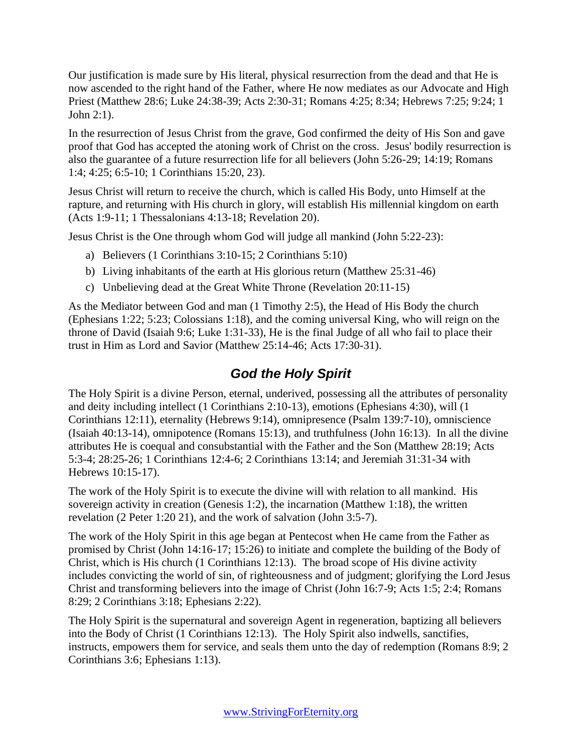Our justification is made sure by His literal, physical resurrection from the dead and that He is now ascended to the right hand of the Father, where He now mediates as our Advocate and High Priest (Matthew 28:6; Luke 24:38-39; Acts 2:30-31; Romans 4:25; 8:34; Hebrews 7:25; 9:24; 1 John 2:1).

In the resurrection of Jesus Christ from the grave, God confirmed the deity of His Son and gave proof that God has accepted the atoning work of Christ on the cross. Jesus' bodily resurrection is also the guarantee of a future resurrection life for all believers (John 5:26-29; 14:19; Romans 1:4; 4:25; 6:5-10; 1 Corinthians 15:20, 23).

Jesus Christ will return to receive the church, which is called His Body, unto Himself at the rapture, and returning with His church in glory, will establish His millennial kingdom on earth (Acts 1:9-11; 1 Thessalonians 4:13-18; Revelation 20).

Jesus Christ is the One through whom God will judge all mankind (John 5:22-23):

a) Believers (1 Corinthians 3:10-15; 2 Corinthians 5:10)
b) Living inhabitants of the earth at His glorious return (Matthew 25:31-46)
c) Unbelieving dead at the Great White Throne (Revelation 20:11-15)

As the Mediator between God and man (1 Timothy 2:5), the Head of His Body the church (Ephesians 1:22; 5:23; Colossians 1:18), and the coming universal King, who will reign on the throne of David (Isaiah 9:6; Luke 1:31-33), He is the final Judge of all who fail to place their trust in Him as Lord and Savior (Matthew 25:14-46; Acts 17:30-31).

## *God the Holy Spirit*

The Holy Spirit is a divine Person, eternal, underived, possessing all the attributes of personality and deity including intellect (1 Corinthians 2:10-13), emotions (Ephesians 4:30), will (1 Corinthians 12:11), eternality (Hebrews 9:14), omnipresence (Psalm 139:7-10), omniscience (Isaiah 40:13-14), omnipotence (Romans 15:13), and truthfulness (John 16:13). In all the divine attributes He is coequal and consubstantial with the Father and the Son (Matthew 28:19; Acts 5:3-4; 28:25-26; 1 Corinthians 12:4-6; 2 Corinthians 13:14; and Jeremiah 31:31-34 with Hebrews 10:15-17).

The work of the Holy Spirit is to execute the divine will with relation to all mankind. His sovereign activity in creation (Genesis 1:2), the incarnation (Matthew 1:18), the written revelation (2 Peter 1:20 21), and the work of salvation (John 3:5-7).

The work of the Holy Spirit in this age began at Pentecost when He came from the Father as promised by Christ (John 14:16-17; 15:26) to initiate and complete the building of the Body of Christ, which is His church (1 Corinthians 12:13). The broad scope of His divine activity includes convicting the world of sin, of righteousness and of judgment; glorifying the Lord Jesus Christ and transforming believers into the image of Christ (John 16:7-9; Acts 1:5; 2:4; Romans 8:29; 2 Corinthians 3:18; Ephesians 2:22).

The Holy Spirit is the supernatural and sovereign Agent in regeneration, baptizing all believers into the Body of Christ (1 Corinthians 12:13). The Holy Spirit also indwells, sanctifies, instructs, empowers them for service, and seals them unto the day of redemption (Romans 8:9; 2 Corinthians 3:6; Ephesians 1:13).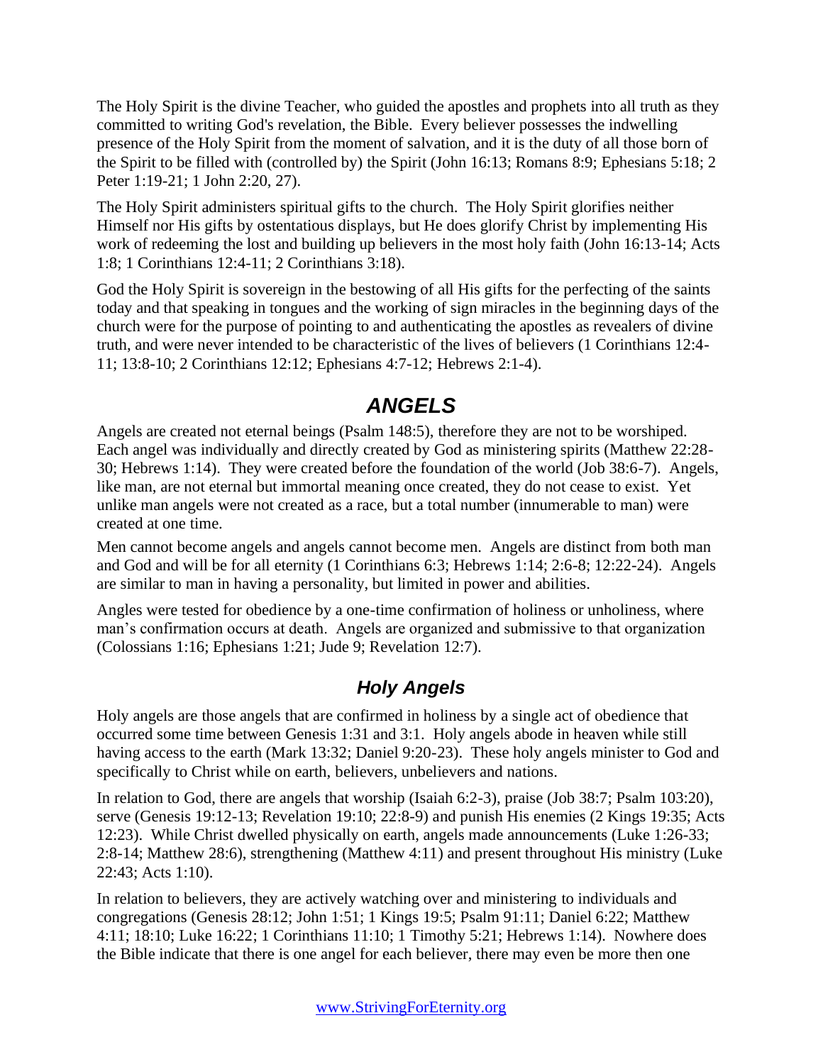The Holy Spirit is the divine Teacher, who guided the apostles and prophets into all truth as they committed to writing God's revelation, the Bible. Every believer possesses the indwelling presence of the Holy Spirit from the moment of salvation, and it is the duty of all those born of the Spirit to be filled with (controlled by) the Spirit (John 16:13; Romans 8:9; Ephesians 5:18; 2 Peter 1:19-21; 1 John 2:20, 27).

The Holy Spirit administers spiritual gifts to the church. The Holy Spirit glorifies neither Himself nor His gifts by ostentatious displays, but He does glorify Christ by implementing His work of redeeming the lost and building up believers in the most holy faith (John 16:13-14; Acts 1:8; 1 Corinthians 12:4-11; 2 Corinthians 3:18).

God the Holy Spirit is sovereign in the bestowing of all His gifts for the perfecting of the saints today and that speaking in tongues and the working of sign miracles in the beginning days of the church were for the purpose of pointing to and authenticating the apostles as revealers of divine truth, and were never intended to be characteristic of the lives of believers (1 Corinthians 12:4-11; 13:8-10; 2 Corinthians 12:12; Ephesians 4:7-12; Hebrews 2:1-4).

# *ANGELS*

Angels are created not eternal beings (Psalm 148:5), therefore they are not to be worshiped. Each angel was individually and directly created by God as ministering spirits (Matthew 22:28-30; Hebrews 1:14). They were created before the foundation of the world (Job 38:6-7). Angels, like man, are not eternal but immortal meaning once created, they do not cease to exist. Yet unlike man angels were not created as a race, but a total number (innumerable to man) were created at one time.

Men cannot become angels and angels cannot become men. Angels are distinct from both man and God and will be for all eternity (1 Corinthians 6:3; Hebrews 1:14; 2:6-8; 12:22-24). Angels are similar to man in having a personality, but limited in power and abilities.

Angles were tested for obedience by a one-time confirmation of holiness or unholiness, where man's confirmation occurs at death. Angels are organized and submissive to that organization (Colossians 1:16; Ephesians 1:21; Jude 9; Revelation 12:7).

## *Holy Angels*

Holy angels are those angels that are confirmed in holiness by a single act of obedience that occurred some time between Genesis 1:31 and 3:1. Holy angels abode in heaven while still having access to the earth (Mark 13:32; Daniel 9:20-23). These holy angels minister to God and specifically to Christ while on earth, believers, unbelievers and nations.

In relation to God, there are angels that worship (Isaiah 6:2-3), praise (Job 38:7; Psalm 103:20), serve (Genesis 19:12-13; Revelation 19:10; 22:8-9) and punish His enemies (2 Kings 19:35; Acts 12:23). While Christ dwelled physically on earth, angels made announcements (Luke 1:26-33; 2:8-14; Matthew 28:6), strengthening (Matthew 4:11) and present throughout His ministry (Luke 22:43; Acts 1:10).

In relation to believers, they are actively watching over and ministering to individuals and congregations (Genesis 28:12; John 1:51; 1 Kings 19:5; Psalm 91:11; Daniel 6:22; Matthew 4:11; 18:10; Luke 16:22; 1 Corinthians 11:10; 1 Timothy 5:21; Hebrews 1:14). Nowhere does the Bible indicate that there is one angel for each believer, there may even be more then one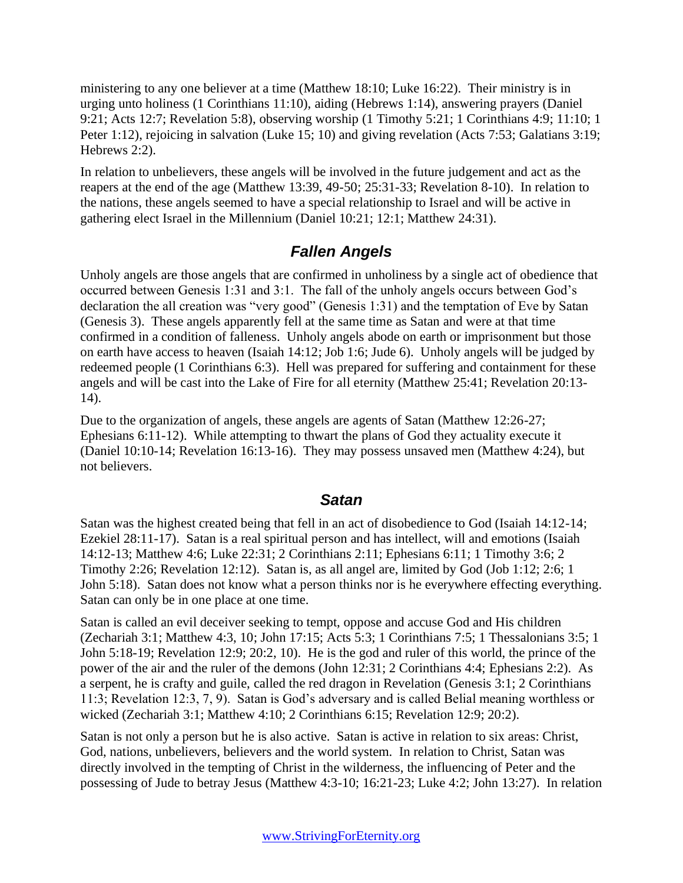ministering to any one believer at a time (Matthew 18:10; Luke 16:22). Their ministry is in urging unto holiness (1 Corinthians 11:10), aiding (Hebrews 1:14), answering prayers (Daniel 9:21; Acts 12:7; Revelation 5:8), observing worship (1 Timothy 5:21; 1 Corinthians 4:9; 11:10; 1 Peter 1:12), rejoicing in salvation (Luke 15; 10) and giving revelation (Acts 7:53; Galatians 3:19; Hebrews 2:2).

In relation to unbelievers, these angels will be involved in the future judgement and act as the reapers at the end of the age (Matthew 13:39, 49-50; 25:31-33; Revelation 8-10). In relation to the nations, these angels seemed to have a special relationship to Israel and will be active in gathering elect Israel in the Millennium (Daniel 10:21; 12:1; Matthew 24:31).

## *Fallen Angels*

Unholy angels are those angels that are confirmed in unholiness by a single act of obedience that occurred between Genesis 1:31 and 3:1. The fall of the unholy angels occurs between God's declaration the all creation was "very good" (Genesis 1:31) and the temptation of Eve by Satan (Genesis 3). These angels apparently fell at the same time as Satan and were at that time confirmed in a condition of falleness. Unholy angels abode on earth or imprisonment but those on earth have access to heaven (Isaiah 14:12; Job 1:6; Jude 6). Unholy angels will be judged by redeemed people (1 Corinthians 6:3). Hell was prepared for suffering and containment for these angels and will be cast into the Lake of Fire for all eternity (Matthew 25:41; Revelation 20:13-14).

Due to the organization of angels, these angels are agents of Satan (Matthew 12:26-27; Ephesians 6:11-12). While attempting to thwart the plans of God they actuality execute it (Daniel 10:10-14; Revelation 16:13-16). They may possess unsaved men (Matthew 4:24), but not believers.

## *Satan*

Satan was the highest created being that fell in an act of disobedience to God (Isaiah 14:12-14; Ezekiel 28:11-17). Satan is a real spiritual person and has intellect, will and emotions (Isaiah 14:12-13; Matthew 4:6; Luke 22:31; 2 Corinthians 2:11; Ephesians 6:11; 1 Timothy 3:6; 2 Timothy 2:26; Revelation 12:12). Satan is, as all angel are, limited by God (Job 1:12; 2:6; 1 John 5:18). Satan does not know what a person thinks nor is he everywhere effecting everything. Satan can only be in one place at one time.

Satan is called an evil deceiver seeking to tempt, oppose and accuse God and His children (Zechariah 3:1; Matthew 4:3, 10; John 17:15; Acts 5:3; 1 Corinthians 7:5; 1 Thessalonians 3:5; 1 John 5:18-19; Revelation 12:9; 20:2, 10). He is the god and ruler of this world, the prince of the power of the air and the ruler of the demons (John 12:31; 2 Corinthians 4:4; Ephesians 2:2). As a serpent, he is crafty and guile, called the red dragon in Revelation (Genesis 3:1; 2 Corinthians 11:3; Revelation 12:3, 7, 9). Satan is God's adversary and is called Belial meaning worthless or wicked (Zechariah 3:1; Matthew 4:10; 2 Corinthians 6:15; Revelation 12:9; 20:2).

Satan is not only a person but he is also active. Satan is active in relation to six areas: Christ, God, nations, unbelievers, believers and the world system. In relation to Christ, Satan was directly involved in the tempting of Christ in the wilderness, the influencing of Peter and the possessing of Jude to betray Jesus (Matthew 4:3-10; 16:21-23; Luke 4:2; John 13:27). In relation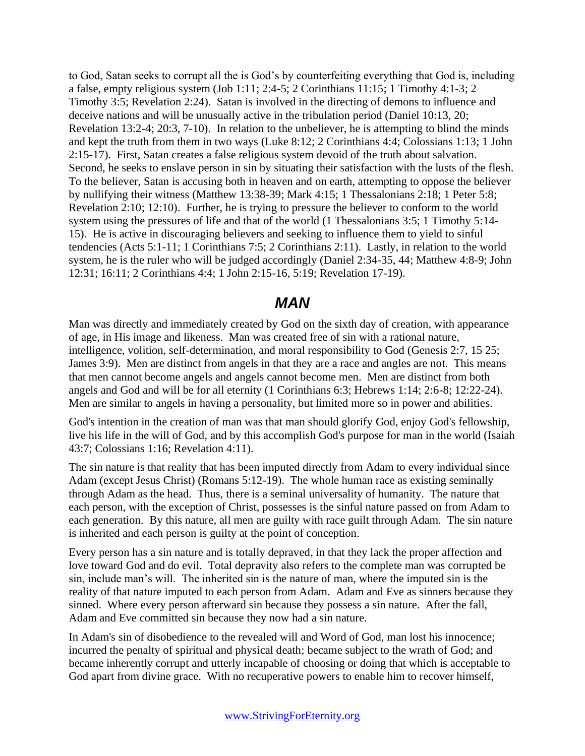to God, Satan seeks to corrupt all the is God's by counterfeiting everything that God is, including a false, empty religious system (Job 1:11; 2:4-5; 2 Corinthians 11:15; 1 Timothy 4:1-3; 2 Timothy 3:5; Revelation 2:24). Satan is involved in the directing of demons to influence and deceive nations and will be unusually active in the tribulation period (Daniel 10:13, 20; Revelation 13:2-4; 20:3, 7-10). In relation to the unbeliever, he is attempting to blind the minds and kept the truth from them in two ways (Luke 8:12; 2 Corinthians 4:4; Colossians 1:13; 1 John 2:15-17). First, Satan creates a false religious system devoid of the truth about salvation. Second, he seeks to enslave person in sin by situating their satisfaction with the lusts of the flesh. To the believer, Satan is accusing both in heaven and on earth, attempting to oppose the believer by nullifying their witness (Matthew 13:38-39; Mark 4:15; 1 Thessalonians 2:18; 1 Peter 5:8; Revelation 2:10; 12:10). Further, he is trying to pressure the believer to conform to the world system using the pressures of life and that of the world (1 Thessalonians 3:5; 1 Timothy 5:14-15). He is active in discouraging believers and seeking to influence them to yield to sinful tendencies (Acts 5:1-11; 1 Corinthians 7:5; 2 Corinthians 2:11). Lastly, in relation to the world system, he is the ruler who will be judged accordingly (Daniel 2:34-35, 44; Matthew 4:8-9; John 12:31; 16:11; 2 Corinthians 4:4; 1 John 2:15-16, 5:19; Revelation 17-19).

## *MAN*

Man was directly and immediately created by God on the sixth day of creation, with appearance of age, in His image and likeness. Man was created free of sin with a rational nature, intelligence, volition, self-determination, and moral responsibility to God (Genesis 2:7, 15 25; James 3:9). Men are distinct from angels in that they are a race and angles are not. This means that men cannot become angels and angels cannot become men. Men are distinct from both angels and God and will be for all eternity (1 Corinthians 6:3; Hebrews 1:14; 2:6-8; 12:22-24). Men are similar to angels in having a personality, but limited more so in power and abilities.

God's intention in the creation of man was that man should glorify God, enjoy God's fellowship, live his life in the will of God, and by this accomplish God's purpose for man in the world (Isaiah 43:7; Colossians 1:16; Revelation 4:11).

The sin nature is that reality that has been imputed directly from Adam to every individual since Adam (except Jesus Christ) (Romans 5:12-19). The whole human race as existing seminally through Adam as the head. Thus, there is a seminal universality of humanity. The nature that each person, with the exception of Christ, possesses is the sinful nature passed on from Adam to each generation. By this nature, all men are guilty with race guilt through Adam. The sin nature is inherited and each person is guilty at the point of conception.

Every person has a sin nature and is totally depraved, in that they lack the proper affection and love toward God and do evil. Total depravity also refers to the complete man was corrupted be sin, include man's will. The inherited sin is the nature of man, where the imputed sin is the reality of that nature imputed to each person from Adam. Adam and Eve as sinners because they sinned. Where every person afterward sin because they possess a sin nature. After the fall, Adam and Eve committed sin because they now had a sin nature.

In Adam's sin of disobedience to the revealed will and Word of God, man lost his innocence; incurred the penalty of spiritual and physical death; became subject to the wrath of God; and became inherently corrupt and utterly incapable of choosing or doing that which is acceptable to God apart from divine grace. With no recuperative powers to enable him to recover himself,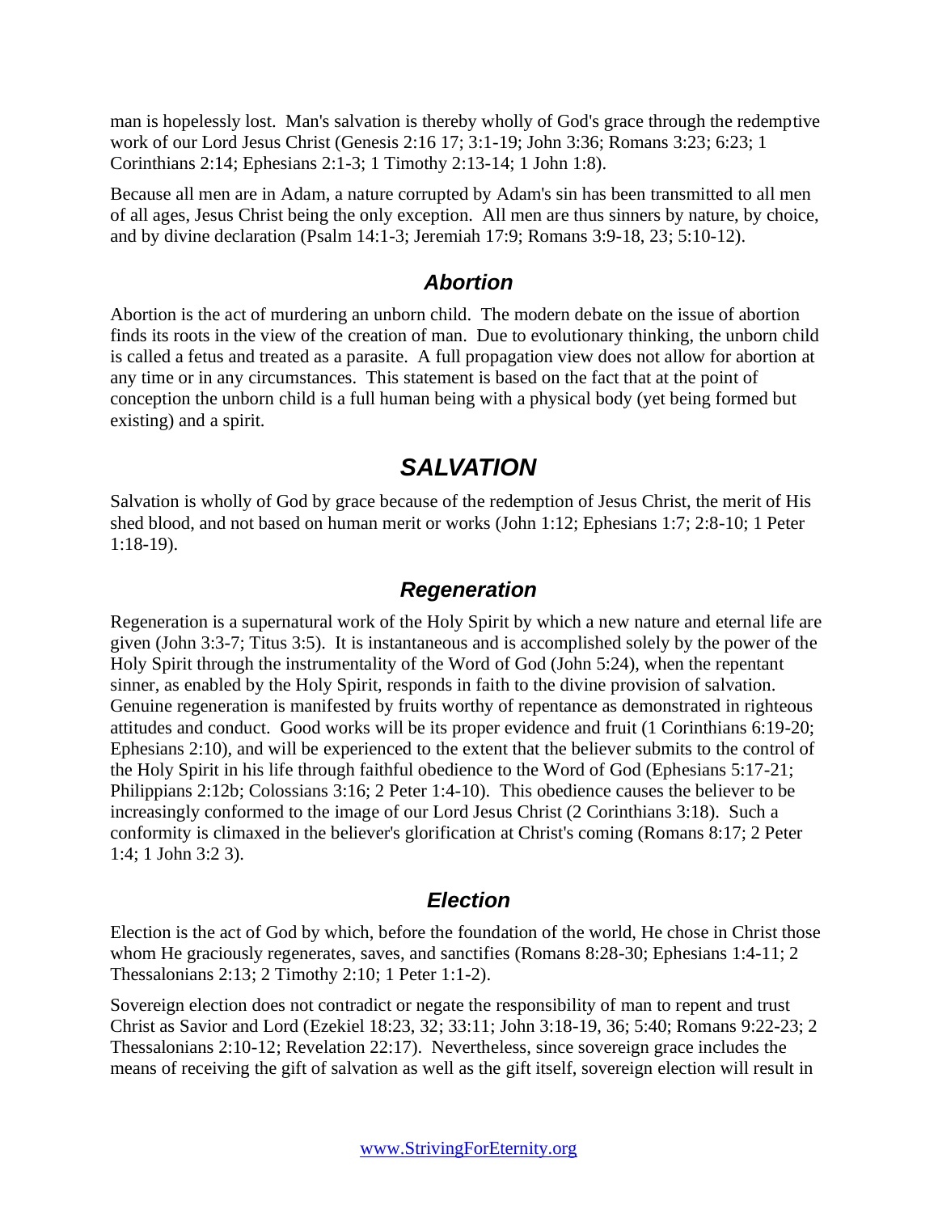man is hopelessly lost. Man's salvation is thereby wholly of God's grace through the redemptive work of our Lord Jesus Christ (Genesis 2:16 17; 3:1-19; John 3:36; Romans 3:23; 6:23; 1 Corinthians 2:14; Ephesians 2:1-3; 1 Timothy 2:13-14; 1 John 1:8).

Because all men are in Adam, a nature corrupted by Adam's sin has been transmitted to all men of all ages, Jesus Christ being the only exception. All men are thus sinners by nature, by choice, and by divine declaration (Psalm 14:1-3; Jeremiah 17:9; Romans 3:9-18, 23; 5:10-12).

### *Abortion*

Abortion is the act of murdering an unborn child. The modern debate on the issue of abortion finds its roots in the view of the creation of man. Due to evolutionary thinking, the unborn child is called a fetus and treated as a parasite. A full propagation view does not allow for abortion at any time or in any circumstances. This statement is based on the fact that at the point of conception the unborn child is a full human being with a physical body (yet being formed but existing) and a spirit.

## *SALVATION*

Salvation is wholly of God by grace because of the redemption of Jesus Christ, the merit of His shed blood, and not based on human merit or works (John 1:12; Ephesians 1:7; 2:8-10; 1 Peter 1:18-19).

### *Regeneration*

Regeneration is a supernatural work of the Holy Spirit by which a new nature and eternal life are given (John 3:3-7; Titus 3:5). It is instantaneous and is accomplished solely by the power of the Holy Spirit through the instrumentality of the Word of God (John 5:24), when the repentant sinner, as enabled by the Holy Spirit, responds in faith to the divine provision of salvation. Genuine regeneration is manifested by fruits worthy of repentance as demonstrated in righteous attitudes and conduct. Good works will be its proper evidence and fruit (1 Corinthians 6:19-20; Ephesians 2:10), and will be experienced to the extent that the believer submits to the control of the Holy Spirit in his life through faithful obedience to the Word of God (Ephesians 5:17-21; Philippians 2:12b; Colossians 3:16; 2 Peter 1:4-10). This obedience causes the believer to be increasingly conformed to the image of our Lord Jesus Christ (2 Corinthians 3:18). Such a conformity is climaxed in the believer's glorification at Christ's coming (Romans 8:17; 2 Peter 1:4; 1 John 3:2 3).

### *Election*

Election is the act of God by which, before the foundation of the world, He chose in Christ those whom He graciously regenerates, saves, and sanctifies (Romans 8:28-30; Ephesians 1:4-11; 2 Thessalonians 2:13; 2 Timothy 2:10; 1 Peter 1:1-2).

Sovereign election does not contradict or negate the responsibility of man to repent and trust Christ as Savior and Lord (Ezekiel 18:23, 32; 33:11; John 3:18-19, 36; 5:40; Romans 9:22-23; 2 Thessalonians 2:10-12; Revelation 22:17). Nevertheless, since sovereign grace includes the means of receiving the gift of salvation as well as the gift itself, sovereign election will result in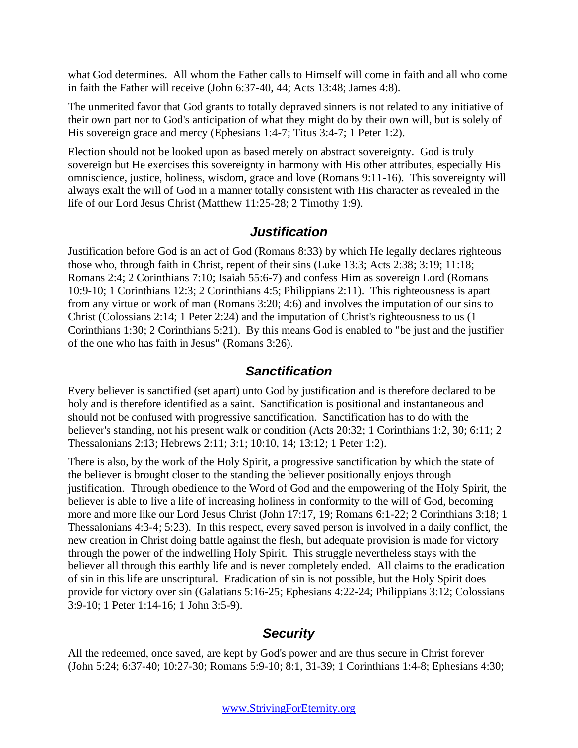what God determines. All whom the Father calls to Himself will come in faith and all who come in faith the Father will receive (John 6:37-40, 44; Acts 13:48; James 4:8).

The unmerited favor that God grants to totally depraved sinners is not related to any initiative of their own part nor to God's anticipation of what they might do by their own will, but is solely of His sovereign grace and mercy (Ephesians 1:4-7; Titus 3:4-7; 1 Peter 1:2).

Election should not be looked upon as based merely on abstract sovereignty. God is truly sovereign but He exercises this sovereignty in harmony with His other attributes, especially His omniscience, justice, holiness, wisdom, grace and love (Romans 9:11-16). This sovereignty will always exalt the will of God in a manner totally consistent with His character as revealed in the life of our Lord Jesus Christ (Matthew 11:25-28; 2 Timothy 1:9).

## *Justification*

Justification before God is an act of God (Romans 8:33) by which He legally declares righteous those who, through faith in Christ, repent of their sins (Luke 13:3; Acts 2:38; 3:19; 11:18; Romans 2:4; 2 Corinthians 7:10; Isaiah 55:6-7) and confess Him as sovereign Lord (Romans 10:9-10; 1 Corinthians 12:3; 2 Corinthians 4:5; Philippians 2:11). This righteousness is apart from any virtue or work of man (Romans 3:20; 4:6) and involves the imputation of our sins to Christ (Colossians 2:14; 1 Peter 2:24) and the imputation of Christ's righteousness to us (1 Corinthians 1:30; 2 Corinthians 5:21). By this means God is enabled to "be just and the justifier of the one who has faith in Jesus" (Romans 3:26).

## *Sanctification*

Every believer is sanctified (set apart) unto God by justification and is therefore declared to be holy and is therefore identified as a saint. Sanctification is positional and instantaneous and should not be confused with progressive sanctification. Sanctification has to do with the believer's standing, not his present walk or condition (Acts 20:32; 1 Corinthians 1:2, 30; 6:11; 2 Thessalonians 2:13; Hebrews 2:11; 3:1; 10:10, 14; 13:12; 1 Peter 1:2).

There is also, by the work of the Holy Spirit, a progressive sanctification by which the state of the believer is brought closer to the standing the believer positionally enjoys through justification. Through obedience to the Word of God and the empowering of the Holy Spirit, the believer is able to live a life of increasing holiness in conformity to the will of God, becoming more and more like our Lord Jesus Christ (John 17:17, 19; Romans 6:1-22; 2 Corinthians 3:18; 1 Thessalonians 4:3-4; 5:23). In this respect, every saved person is involved in a daily conflict, the new creation in Christ doing battle against the flesh, but adequate provision is made for victory through the power of the indwelling Holy Spirit. This struggle nevertheless stays with the believer all through this earthly life and is never completely ended. All claims to the eradication of sin in this life are unscriptural. Eradication of sin is not possible, but the Holy Spirit does provide for victory over sin (Galatians 5:16-25; Ephesians 4:22-24; Philippians 3:12; Colossians 3:9-10; 1 Peter 1:14-16; 1 John 3:5-9).

## *Security*

All the redeemed, once saved, are kept by God's power and are thus secure in Christ forever (John 5:24; 6:37-40; 10:27-30; Romans 5:9-10; 8:1, 31-39; 1 Corinthians 1:4-8; Ephesians 4:30;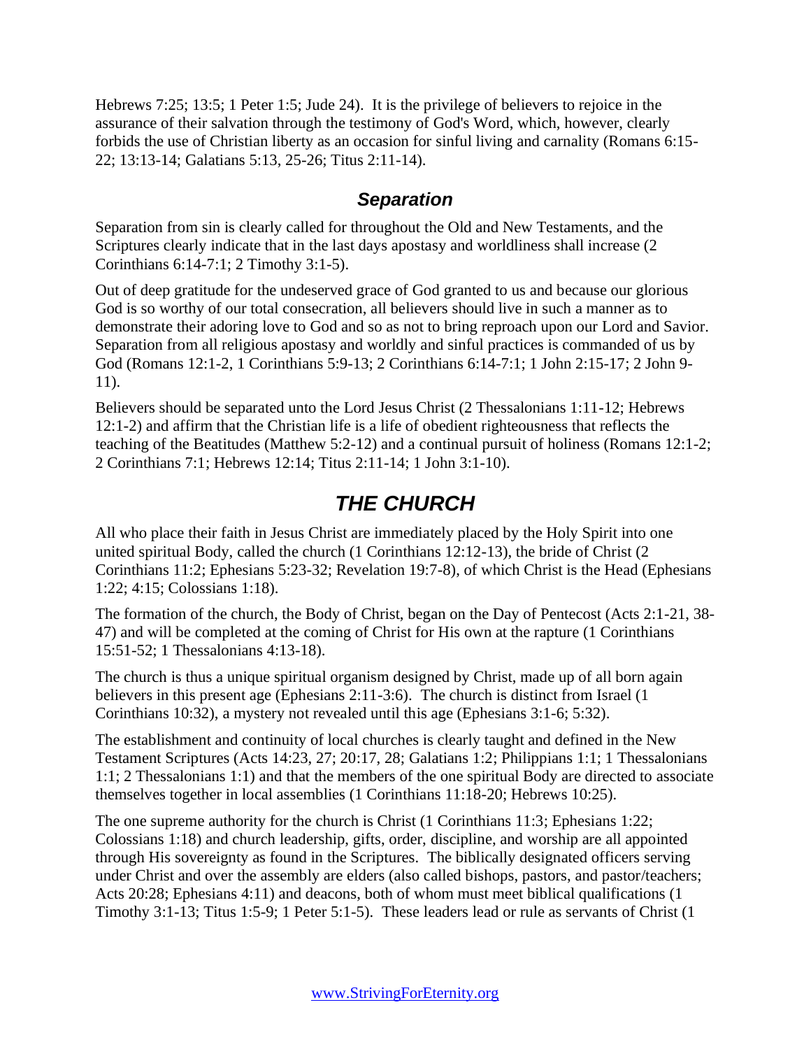Hebrews 7:25; 13:5; 1 Peter 1:5; Jude 24). It is the privilege of believers to rejoice in the assurance of their salvation through the testimony of God's Word, which, however, clearly forbids the use of Christian liberty as an occasion for sinful living and carnality (Romans 6:15-22; 13:13-14; Galatians 5:13, 25-26; Titus 2:11-14).

### *Separation*

Separation from sin is clearly called for throughout the Old and New Testaments, and the Scriptures clearly indicate that in the last days apostasy and worldliness shall increase (2 Corinthians 6:14-7:1; 2 Timothy 3:1-5).

Out of deep gratitude for the undeserved grace of God granted to us and because our glorious God is so worthy of our total consecration, all believers should live in such a manner as to demonstrate their adoring love to God and so as not to bring reproach upon our Lord and Savior. Separation from all religious apostasy and worldly and sinful practices is commanded of us by God (Romans 12:1-2, 1 Corinthians 5:9-13; 2 Corinthians 6:14-7:1; 1 John 2:15-17; 2 John 9-11).

Believers should be separated unto the Lord Jesus Christ (2 Thessalonians 1:11-12; Hebrews 12:1-2) and affirm that the Christian life is a life of obedient righteousness that reflects the teaching of the Beatitudes (Matthew 5:2-12) and a continual pursuit of holiness (Romans 12:1-2; 2 Corinthians 7:1; Hebrews 12:14; Titus 2:11-14; 1 John 3:1-10).

## *THE CHURCH*

All who place their faith in Jesus Christ are immediately placed by the Holy Spirit into one united spiritual Body, called the church (1 Corinthians 12:12-13), the bride of Christ (2 Corinthians 11:2; Ephesians 5:23-32; Revelation 19:7-8), of which Christ is the Head (Ephesians 1:22; 4:15; Colossians 1:18).

The formation of the church, the Body of Christ, began on the Day of Pentecost (Acts 2:1-21, 38-47) and will be completed at the coming of Christ for His own at the rapture (1 Corinthians 15:51-52; 1 Thessalonians 4:13-18).

The church is thus a unique spiritual organism designed by Christ, made up of all born again believers in this present age (Ephesians 2:11-3:6). The church is distinct from Israel (1 Corinthians 10:32), a mystery not revealed until this age (Ephesians 3:1-6; 5:32).

The establishment and continuity of local churches is clearly taught and defined in the New Testament Scriptures (Acts 14:23, 27; 20:17, 28; Galatians 1:2; Philippians 1:1; 1 Thessalonians 1:1; 2 Thessalonians 1:1) and that the members of the one spiritual Body are directed to associate themselves together in local assemblies (1 Corinthians 11:18-20; Hebrews 10:25).

The one supreme authority for the church is Christ (1 Corinthians 11:3; Ephesians 1:22; Colossians 1:18) and church leadership, gifts, order, discipline, and worship are all appointed through His sovereignty as found in the Scriptures. The biblically designated officers serving under Christ and over the assembly are elders (also called bishops, pastors, and pastor/teachers; Acts 20:28; Ephesians 4:11) and deacons, both of whom must meet biblical qualifications (1 Timothy 3:1-13; Titus 1:5-9; 1 Peter 5:1-5). These leaders lead or rule as servants of Christ (1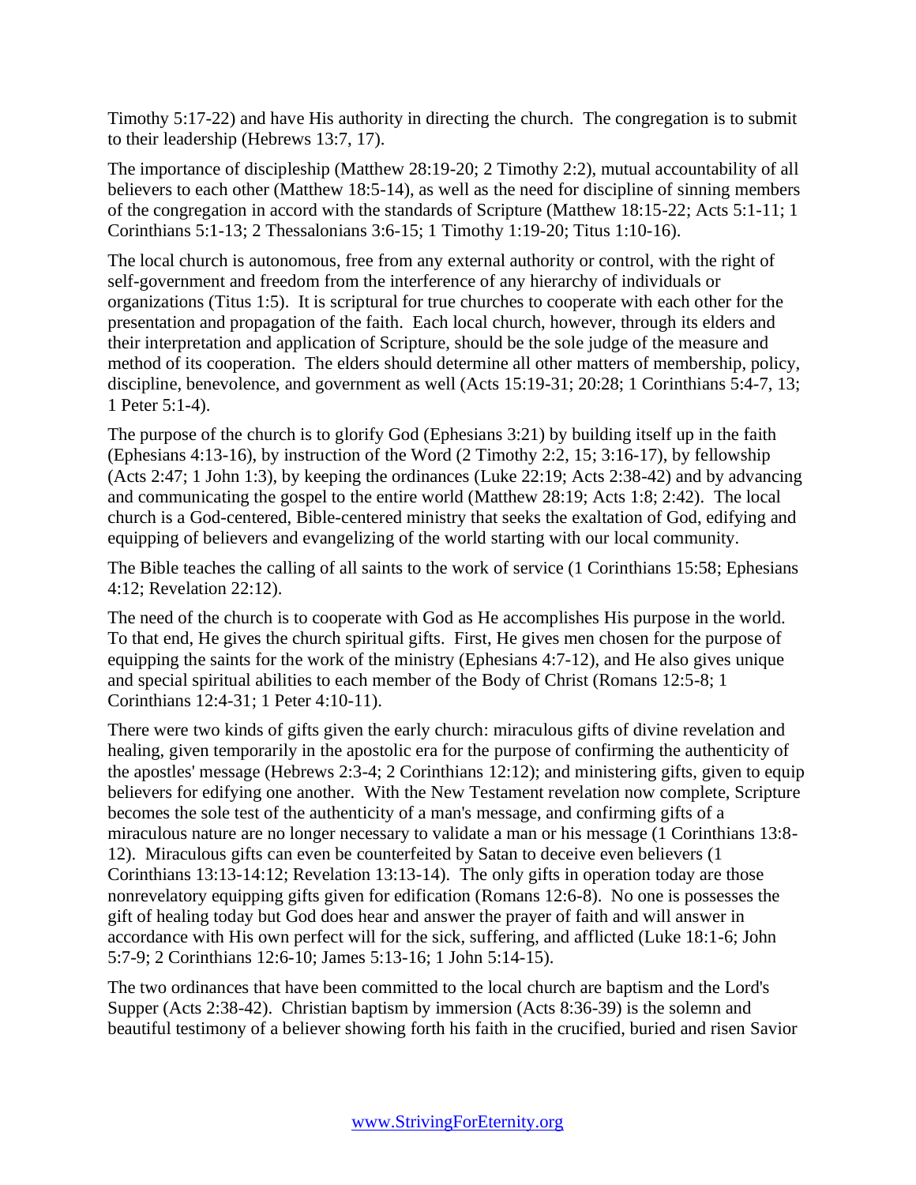Timothy 5:17-22) and have His authority in directing the church. The congregation is to submit to their leadership (Hebrews 13:7, 17).

The importance of discipleship (Matthew 28:19-20; 2 Timothy 2:2), mutual accountability of all believers to each other (Matthew 18:5-14), as well as the need for discipline of sinning members of the congregation in accord with the standards of Scripture (Matthew 18:15-22; Acts 5:1-11; 1 Corinthians 5:1-13; 2 Thessalonians 3:6-15; 1 Timothy 1:19-20; Titus 1:10-16).

The local church is autonomous, free from any external authority or control, with the right of self-government and freedom from the interference of any hierarchy of individuals or organizations (Titus 1:5). It is scriptural for true churches to cooperate with each other for the presentation and propagation of the faith. Each local church, however, through its elders and their interpretation and application of Scripture, should be the sole judge of the measure and method of its cooperation. The elders should determine all other matters of membership, policy, discipline, benevolence, and government as well (Acts 15:19-31; 20:28; 1 Corinthians 5:4-7, 13; 1 Peter 5:1-4).

The purpose of the church is to glorify God (Ephesians 3:21) by building itself up in the faith (Ephesians 4:13-16), by instruction of the Word (2 Timothy 2:2, 15; 3:16-17), by fellowship (Acts 2:47; 1 John 1:3), by keeping the ordinances (Luke 22:19; Acts 2:38-42) and by advancing and communicating the gospel to the entire world (Matthew 28:19; Acts 1:8; 2:42). The local church is a God-centered, Bible-centered ministry that seeks the exaltation of God, edifying and equipping of believers and evangelizing of the world starting with our local community.

The Bible teaches the calling of all saints to the work of service (1 Corinthians 15:58; Ephesians 4:12; Revelation 22:12).

The need of the church is to cooperate with God as He accomplishes His purpose in the world. To that end, He gives the church spiritual gifts. First, He gives men chosen for the purpose of equipping the saints for the work of the ministry (Ephesians 4:7-12), and He also gives unique and special spiritual abilities to each member of the Body of Christ (Romans 12:5-8; 1 Corinthians 12:4-31; 1 Peter 4:10-11).

There were two kinds of gifts given the early church: miraculous gifts of divine revelation and healing, given temporarily in the apostolic era for the purpose of confirming the authenticity of the apostles' message (Hebrews 2:3-4; 2 Corinthians 12:12); and ministering gifts, given to equip believers for edifying one another. With the New Testament revelation now complete, Scripture becomes the sole test of the authenticity of a man's message, and confirming gifts of a miraculous nature are no longer necessary to validate a man or his message (1 Corinthians 13:8-12). Miraculous gifts can even be counterfeited by Satan to deceive even believers (1 Corinthians 13:13-14:12; Revelation 13:13-14). The only gifts in operation today are those nonrevelatory equipping gifts given for edification (Romans 12:6-8). No one is possesses the gift of healing today but God does hear and answer the prayer of faith and will answer in accordance with His own perfect will for the sick, suffering, and afflicted (Luke 18:1-6; John 5:7-9; 2 Corinthians 12:6-10; James 5:13-16; 1 John 5:14-15).

The two ordinances that have been committed to the local church are baptism and the Lord's Supper (Acts 2:38-42). Christian baptism by immersion (Acts 8:36-39) is the solemn and beautiful testimony of a believer showing forth his faith in the crucified, buried and risen Savior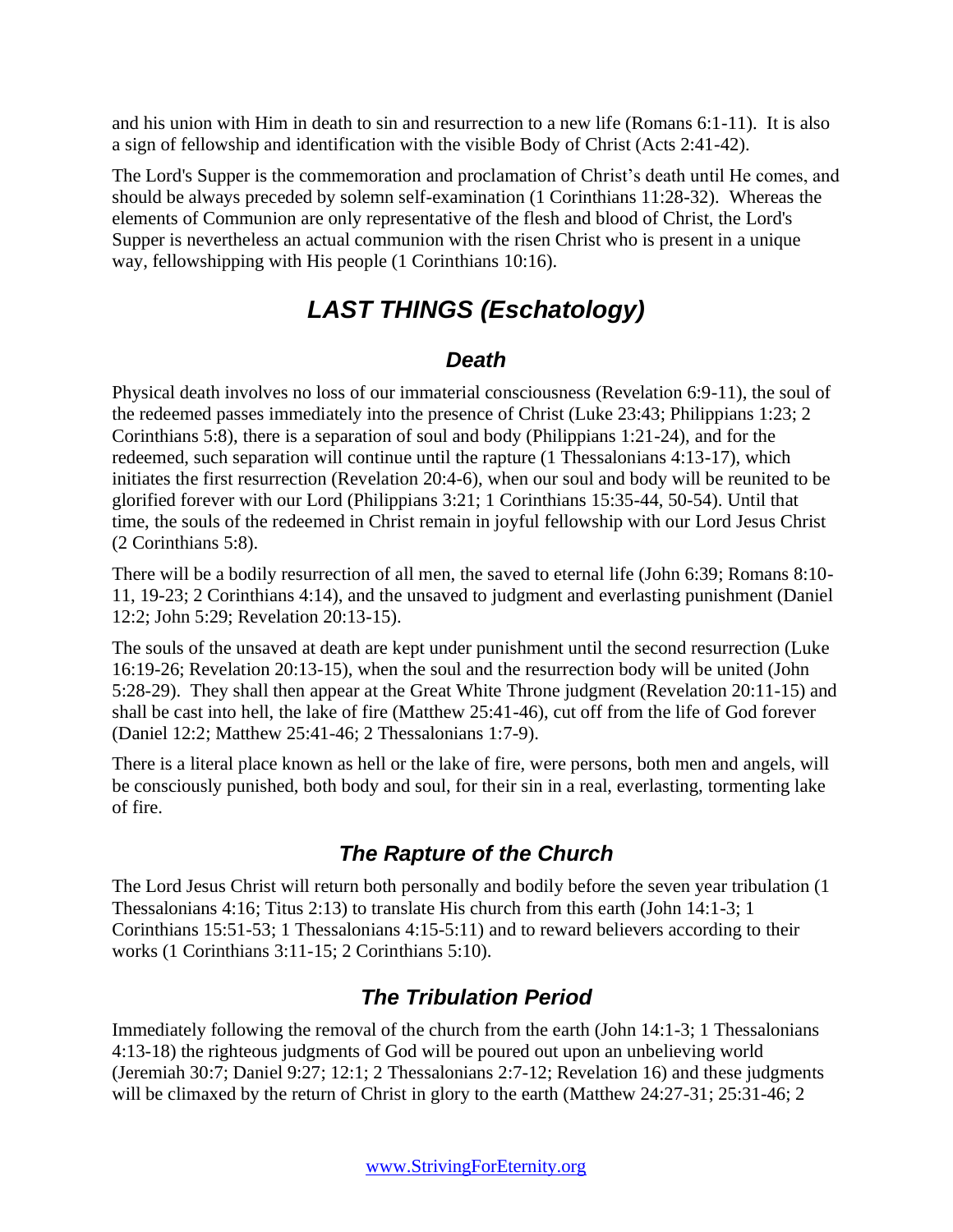and his union with Him in death to sin and resurrection to a new life (Romans 6:1-11). It is also a sign of fellowship and identification with the visible Body of Christ (Acts 2:41-42).

The Lord's Supper is the commemoration and proclamation of Christ's death until He comes, and should be always preceded by solemn self-examination (1 Corinthians 11:28-32). Whereas the elements of Communion are only representative of the flesh and blood of Christ, the Lord's Supper is nevertheless an actual communion with the risen Christ who is present in a unique way, fellowshipping with His people (1 Corinthians 10:16).

# *LAST THINGS (Eschatology)*

## *Death*

Physical death involves no loss of our immaterial consciousness (Revelation 6:9-11), the soul of the redeemed passes immediately into the presence of Christ (Luke 23:43; Philippians 1:23; 2 Corinthians 5:8), there is a separation of soul and body (Philippians 1:21-24), and for the redeemed, such separation will continue until the rapture (1 Thessalonians 4:13-17), which initiates the first resurrection (Revelation 20:4-6), when our soul and body will be reunited to be glorified forever with our Lord (Philippians 3:21; 1 Corinthians 15:35-44, 50-54). Until that time, the souls of the redeemed in Christ remain in joyful fellowship with our Lord Jesus Christ (2 Corinthians 5:8).

There will be a bodily resurrection of all men, the saved to eternal life (John 6:39; Romans 8:10-11, 19-23; 2 Corinthians 4:14), and the unsaved to judgment and everlasting punishment (Daniel 12:2; John 5:29; Revelation 20:13-15).

The souls of the unsaved at death are kept under punishment until the second resurrection (Luke 16:19-26; Revelation 20:13-15), when the soul and the resurrection body will be united (John 5:28-29). They shall then appear at the Great White Throne judgment (Revelation 20:11-15) and shall be cast into hell, the lake of fire (Matthew 25:41-46), cut off from the life of God forever (Daniel 12:2; Matthew 25:41-46; 2 Thessalonians 1:7-9).

There is a literal place known as hell or the lake of fire, were persons, both men and angels, will be consciously punished, both body and soul, for their sin in a real, everlasting, tormenting lake of fire.

## *The Rapture of the Church*

The Lord Jesus Christ will return both personally and bodily before the seven year tribulation (1 Thessalonians 4:16; Titus 2:13) to translate His church from this earth (John 14:1-3; 1 Corinthians 15:51-53; 1 Thessalonians 4:15-5:11) and to reward believers according to their works (1 Corinthians 3:11-15; 2 Corinthians 5:10).

## *The Tribulation Period*

Immediately following the removal of the church from the earth (John 14:1-3; 1 Thessalonians 4:13-18) the righteous judgments of God will be poured out upon an unbelieving world (Jeremiah 30:7; Daniel 9:27; 12:1; 2 Thessalonians 2:7-12; Revelation 16) and these judgments will be climaxed by the return of Christ in glory to the earth (Matthew 24:27-31; 25:31-46; 2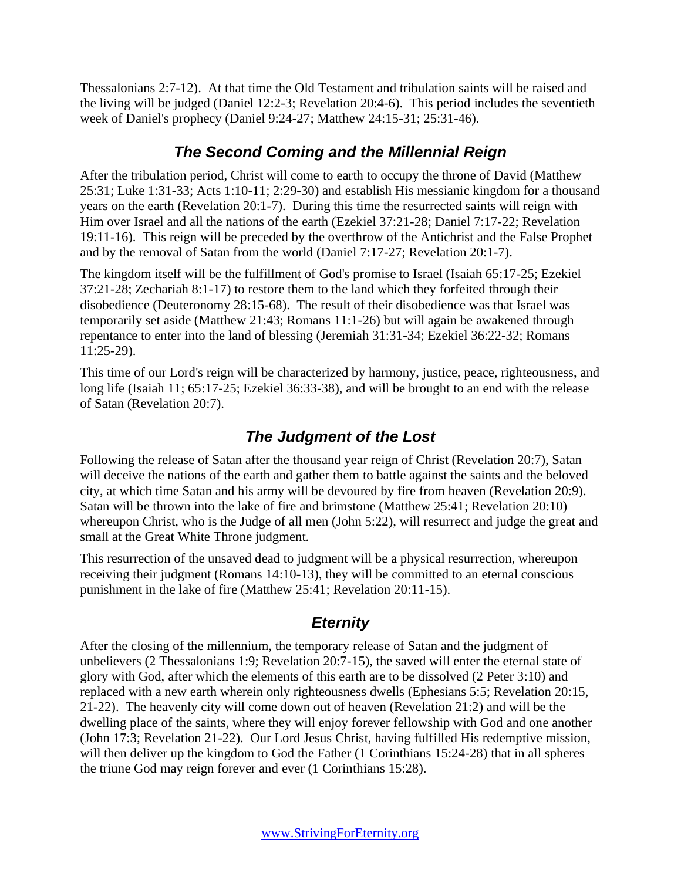Thessalonians 2:7-12). At that time the Old Testament and tribulation saints will be raised and the living will be judged (Daniel 12:2-3; Revelation 20:4-6). This period includes the seventieth week of Daniel's prophecy (Daniel 9:24-27; Matthew 24:15-31; 25:31-46).

## *The Second Coming and the Millennial Reign*

After the tribulation period, Christ will come to earth to occupy the throne of David (Matthew 25:31; Luke 1:31-33; Acts 1:10-11; 2:29-30) and establish His messianic kingdom for a thousand years on the earth (Revelation 20:1-7). During this time the resurrected saints will reign with Him over Israel and all the nations of the earth (Ezekiel 37:21-28; Daniel 7:17-22; Revelation 19:11-16). This reign will be preceded by the overthrow of the Antichrist and the False Prophet and by the removal of Satan from the world (Daniel 7:17-27; Revelation 20:1-7).

The kingdom itself will be the fulfillment of God's promise to Israel (Isaiah 65:17-25; Ezekiel 37:21-28; Zechariah 8:1-17) to restore them to the land which they forfeited through their disobedience (Deuteronomy 28:15-68). The result of their disobedience was that Israel was temporarily set aside (Matthew 21:43; Romans 11:1-26) but will again be awakened through repentance to enter into the land of blessing (Jeremiah 31:31-34; Ezekiel 36:22-32; Romans 11:25-29).

This time of our Lord's reign will be characterized by harmony, justice, peace, righteousness, and long life (Isaiah 11; 65:17-25; Ezekiel 36:33-38), and will be brought to an end with the release of Satan (Revelation 20:7).

## *The Judgment of the Lost*

Following the release of Satan after the thousand year reign of Christ (Revelation 20:7), Satan will deceive the nations of the earth and gather them to battle against the saints and the beloved city, at which time Satan and his army will be devoured by fire from heaven (Revelation 20:9). Satan will be thrown into the lake of fire and brimstone (Matthew 25:41; Revelation 20:10) whereupon Christ, who is the Judge of all men (John 5:22), will resurrect and judge the great and small at the Great White Throne judgment.

This resurrection of the unsaved dead to judgment will be a physical resurrection, whereupon receiving their judgment (Romans 14:10-13), they will be committed to an eternal conscious punishment in the lake of fire (Matthew 25:41; Revelation 20:11-15).

## *Eternity*

After the closing of the millennium, the temporary release of Satan and the judgment of unbelievers (2 Thessalonians 1:9; Revelation 20:7-15), the saved will enter the eternal state of glory with God, after which the elements of this earth are to be dissolved (2 Peter 3:10) and replaced with a new earth wherein only righteousness dwells (Ephesians 5:5; Revelation 20:15, 21-22). The heavenly city will come down out of heaven (Revelation 21:2) and will be the dwelling place of the saints, where they will enjoy forever fellowship with God and one another (John 17:3; Revelation 21-22). Our Lord Jesus Christ, having fulfilled His redemptive mission, will then deliver up the kingdom to God the Father (1 Corinthians 15:24-28) that in all spheres the triune God may reign forever and ever (1 Corinthians 15:28).

www.StrivingForEternity.org